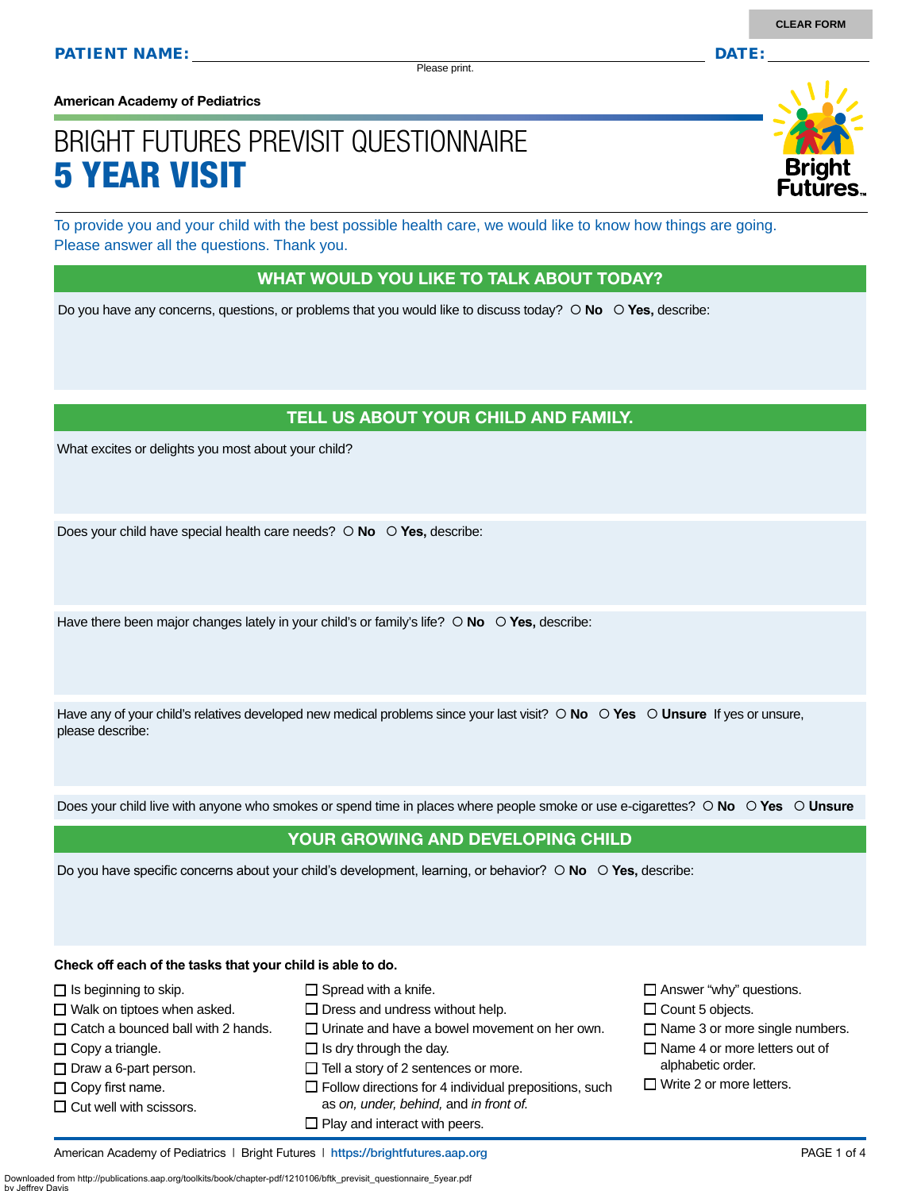CLEAR FORM

**PATIENT NAME:** ______________________________ **DATE:** __________

Please print.

**American Academy of Pediatrics**

# BRIGHT FUTURES PREVISIT QUESTIONNAIRE
# 5 YEAR VISIT

Bright Futures

To provide you and your child with the best possible health care, we would like to know how things are going. Please answer all the questions. Thank you.

## WHAT WOULD YOU LIKE TO TALK ABOUT TODAY?

Do you have any concerns, questions, or problems that you would like to discuss today? ○ **No** ○ **Yes,** describe:

## TELL US ABOUT YOUR CHILD AND FAMILY.

What excites or delights you most about your child?

Does your child have special health care needs? ○ **No** ○ **Yes,** describe:

Have there been major changes lately in your child's or family's life? ○ **No** ○ **Yes,** describe:

Have any of your child's relatives developed new medical problems since your last visit? ○ **No** ○ **Yes** ○ **Unsure** If yes or unsure, please describe:

Does your child live with anyone who smokes or spend time in places where people smoke or use e-cigarettes? ○ **No** ○ **Yes** ○ **Unsure**

## YOUR GROWING AND DEVELOPING CHILD

Do you have specific concerns about your child's development, learning, or behavior? ○ **No** ○ **Yes,** describe:

**Check off each of the tasks that your child is able to do.**

- ☐ Is beginning to skip.
- ☐ Walk on tiptoes when asked.
- ☐ Catch a bounced ball with 2 hands.
- ☐ Copy a triangle.
- ☐ Draw a 6-part person.
- ☐ Copy first name.
- ☐ Cut well with scissors.
- ☐ Spread with a knife.
- ☐ Dress and undress without help.
- ☐ Urinate and have a bowel movement on her own.
- ☐ Is dry through the day.
- ☐ Tell a story of 2 sentences or more.
- ☐ Follow directions for 4 individual prepositions, such as *on, under, behind,* and *in front of.*
- ☐ Play and interact with peers.
- ☐ Answer "why" questions.
- ☐ Count 5 objects.
- ☐ Name 3 or more single numbers.
- ☐ Name 4 or more letters out of alphabetic order.
- ☐ Write 2 or more letters.

American Academy of Pediatrics | Bright Futures | https://brightfutures.aap.org

Downloaded from http://publications.aap.org/toolkits/book/chapter-pdf/1210106/bftk_previsit_questionnaire_5year.pdf
by Jeffrey Davis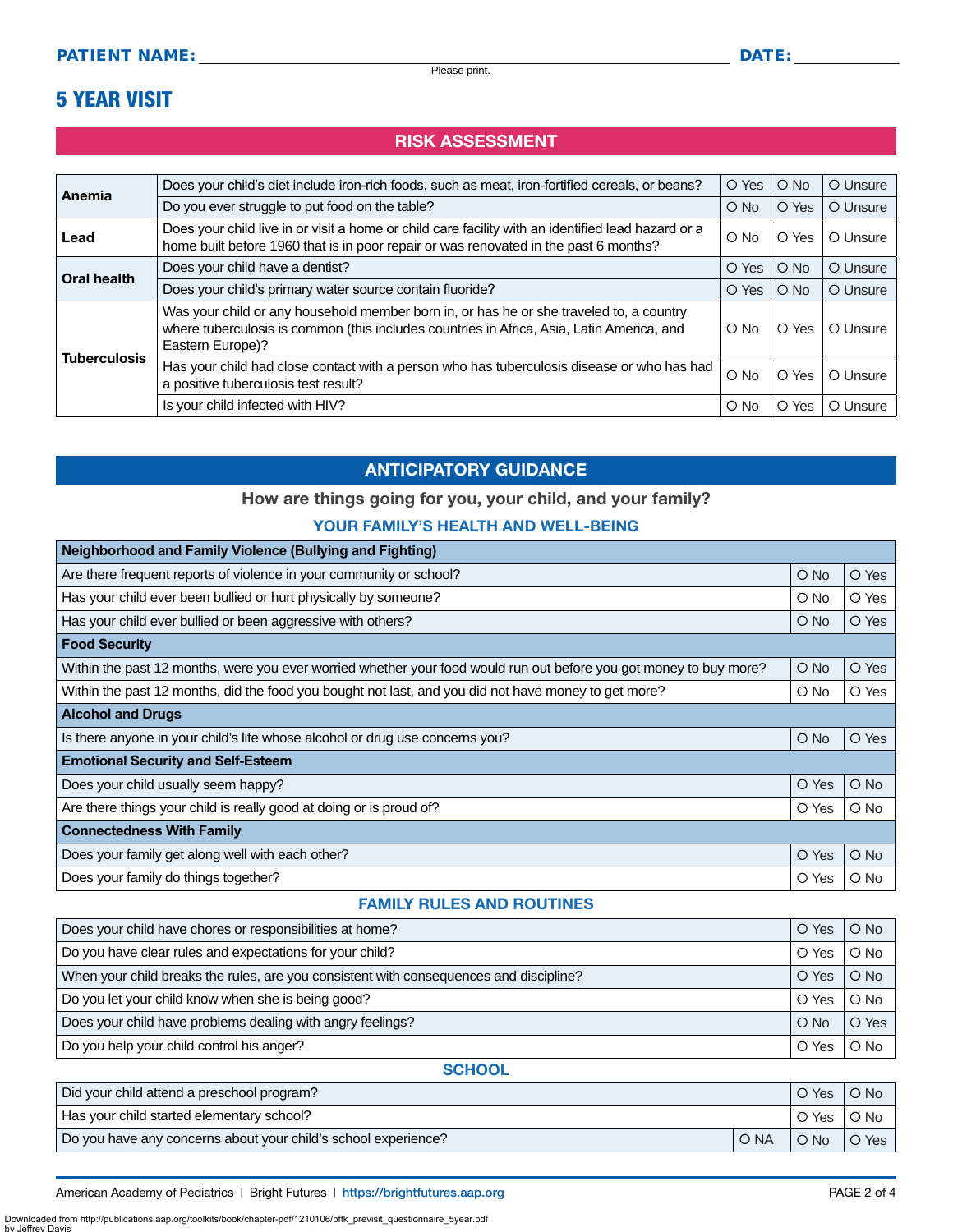**PATIENT NAME:** ______________________________ **DATE:** __________

Please print.

# 5 YEAR VISIT

## RISK ASSESSMENT

| | | | | |
|---|---|---|---|---|
| **Anemia** | Does your child's diet include iron-rich foods, such as meat, iron-fortified cereals, or beans? | O Yes | O No | O Unsure |
| | Do you ever struggle to put food on the table? | O No | O Yes | O Unsure |
| **Lead** | Does your child live in or visit a home or child care facility with an identified lead hazard or a home built before 1960 that is in poor repair or was renovated in the past 6 months? | O No | O Yes | O Unsure |
| **Oral health** | Does your child have a dentist? | O Yes | O No | O Unsure |
| | Does your child's primary water source contain fluoride? | O Yes | O No | O Unsure |
| **Tuberculosis** | Was your child or any household member born in, or has he or she traveled to, a country where tuberculosis is common (this includes countries in Africa, Asia, Latin America, and Eastern Europe)? | O No | O Yes | O Unsure |
| | Has your child had close contact with a person who has tuberculosis disease or who has had a positive tuberculosis test result? | O No | O Yes | O Unsure |
| | Is your child infected with HIV? | O No | O Yes | O Unsure |

## ANTICIPATORY GUIDANCE

**How are things going for you, your child, and your family?**

### YOUR FAMILY'S HEALTH AND WELL-BEING

| **Neighborhood and Family Violence (Bullying and Fighting)** | | |
|---|---|---|
| Are there frequent reports of violence in your community or school? | O No | O Yes |
| Has your child ever been bullied or hurt physically by someone? | O No | O Yes |
| Has your child ever bullied or been aggressive with others? | O No | O Yes |
| **Food Security** | | |
| Within the past 12 months, were you ever worried whether your food would run out before you got money to buy more? | O No | O Yes |
| Within the past 12 months, did the food you bought not last, and you did not have money to get more? | O No | O Yes |
| **Alcohol and Drugs** | | |
| Is there anyone in your child's life whose alcohol or drug use concerns you? | O No | O Yes |
| **Emotional Security and Self-Esteem** | | |
| Does your child usually seem happy? | O Yes | O No |
| Are there things your child is really good at doing or is proud of? | O Yes | O No |
| **Connectedness With Family** | | |
| Does your family get along well with each other? | O Yes | O No |
| Does your family do things together? | O Yes | O No |

### FAMILY RULES AND ROUTINES

| | | |
|---|---|---|
| Does your child have chores or responsibilities at home? | O Yes | O No |
| Do you have clear rules and expectations for your child? | O Yes | O No |
| When your child breaks the rules, are you consistent with consequences and discipline? | O Yes | O No |
| Do you let your child know when she is being good? | O Yes | O No |
| Does your child have problems dealing with angry feelings? | O No | O Yes |
| Do you help your child control his anger? | O Yes | O No |

### SCHOOL

| | | | |
|---|---|---|---|
| Did your child attend a preschool program? | | O Yes | O No |
| Has your child started elementary school? | | O Yes | O No |
| Do you have any concerns about your child's school experience? | O NA | O No | O Yes |

American Academy of Pediatrics | Bright Futures | https://brightfutures.aap.org

Downloaded from http://publications.aap.org/toolkits/book/chapter-pdf/1210106/bftk_previsit_questionnaire_5year.pdf by Jeffrey Davis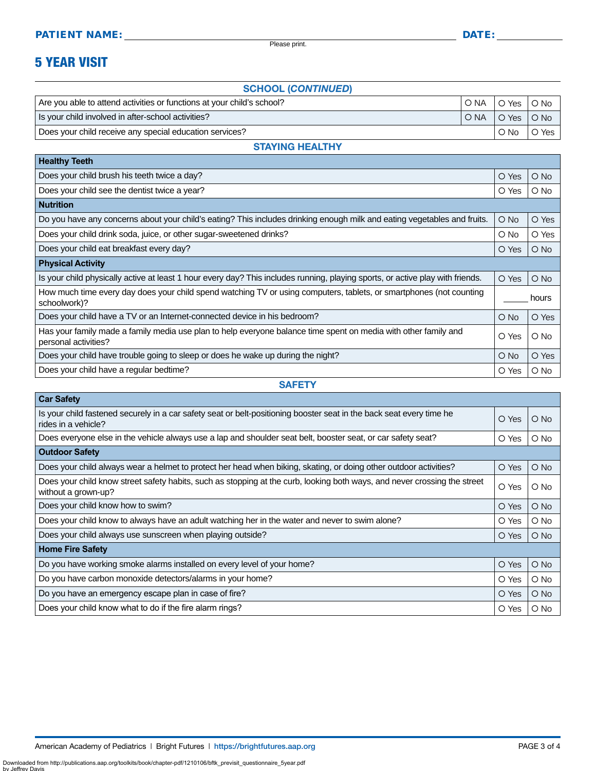**PATIENT NAME:** ______________________________ **DATE:** __________

Please print.

# 5 YEAR VISIT

## SCHOOL (*CONTINUED*)

| | | | |
|---|---|---|---|
| Are you able to attend activities or functions at your child's school? | ○ NA | ○ Yes | ○ No |
| Is your child involved in after-school activities? | ○ NA | ○ Yes | ○ No |
| Does your child receive any special education services? | | ○ No | ○ Yes |

## STAYING HEALTHY

| | | |
|---|---|---|
| **Healthy Teeth** | | |
| Does your child brush his teeth twice a day? | ○ Yes | ○ No |
| Does your child see the dentist twice a year? | ○ Yes | ○ No |
| **Nutrition** | | |
| Do you have any concerns about your child's eating? This includes drinking enough milk and eating vegetables and fruits. | ○ No | ○ Yes |
| Does your child drink soda, juice, or other sugar-sweetened drinks? | ○ No | ○ Yes |
| Does your child eat breakfast every day? | ○ Yes | ○ No |
| **Physical Activity** | | |
| Is your child physically active at least 1 hour every day? This includes running, playing sports, or active play with friends. | ○ Yes | ○ No |
| How much time every day does your child spend watching TV or using computers, tablets, or smartphones (not counting schoolwork)? | _____ hours | |
| Does your child have a TV or an Internet-connected device in his bedroom? | ○ No | ○ Yes |
| Has your family made a family media use plan to help everyone balance time spent on media with other family and personal activities? | ○ Yes | ○ No |
| Does your child have trouble going to sleep or does he wake up during the night? | ○ No | ○ Yes |
| Does your child have a regular bedtime? | ○ Yes | ○ No |

## SAFETY

| | | |
|---|---|---|
| **Car Safety** | | |
| Is your child fastened securely in a car safety seat or belt-positioning booster seat in the back seat every time he rides in a vehicle? | ○ Yes | ○ No |
| Does everyone else in the vehicle always use a lap and shoulder seat belt, booster seat, or car safety seat? | ○ Yes | ○ No |
| **Outdoor Safety** | | |
| Does your child always wear a helmet to protect her head when biking, skating, or doing other outdoor activities? | ○ Yes | ○ No |
| Does your child know street safety habits, such as stopping at the curb, looking both ways, and never crossing the street without a grown-up? | ○ Yes | ○ No |
| Does your child know how to swim? | ○ Yes | ○ No |
| Does your child know to always have an adult watching her in the water and never to swim alone? | ○ Yes | ○ No |
| Does your child always use sunscreen when playing outside? | ○ Yes | ○ No |
| **Home Fire Safety** | | |
| Do you have working smoke alarms installed on every level of your home? | ○ Yes | ○ No |
| Do you have carbon monoxide detectors/alarms in your home? | ○ Yes | ○ No |
| Do you have an emergency escape plan in case of fire? | ○ Yes | ○ No |
| Does your child know what to do if the fire alarm rings? | ○ Yes | ○ No |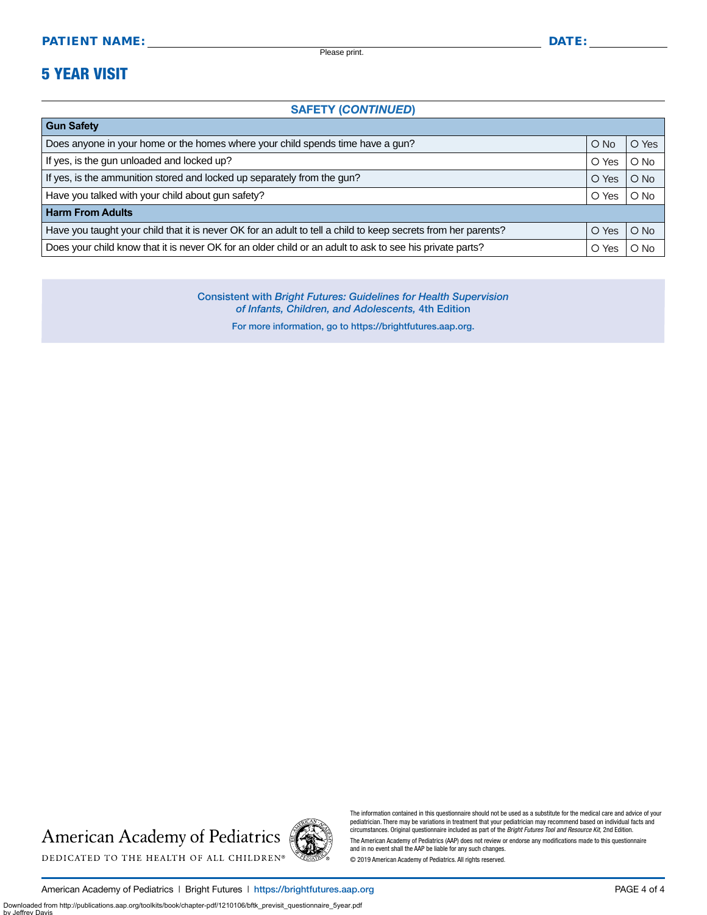**PATIENT NAME:** ______________________________ **DATE:** __________

Please print.

# 5 YEAR VISIT

## SAFETY (*CONTINUED*)

| Gun Safety | | |
|---|---|---|
| Does anyone in your home or the homes where your child spends time have a gun? | ○ No | ○ Yes |
| If yes, is the gun unloaded and locked up? | ○ Yes | ○ No |
| If yes, is the ammunition stored and locked up separately from the gun? | ○ Yes | ○ No |
| Have you talked with your child about gun safety? | ○ Yes | ○ No |
| **Harm From Adults** | | |
| Have you taught your child that it is never OK for an adult to tell a child to keep secrets from her parents? | ○ Yes | ○ No |
| Does your child know that it is never OK for an older child or an adult to ask to see his private parts? | ○ Yes | ○ No |

Consistent with *Bright Futures: Guidelines for Health Supervision of Infants, Children, and Adolescents,* 4th Edition

For more information, go to https://brightfutures.aap.org.

American Academy of Pediatrics

DEDICATED TO THE HEALTH OF ALL CHILDREN®

The information contained in this questionnaire should not be used as a substitute for the medical care and advice of your pediatrician. There may be variations in treatment that your pediatrician may recommend based on individual facts and circumstances. Original questionnaire included as part of the *Bright Futures Tool and Resource Kit,* 2nd Edition.

The American Academy of Pediatrics (AAP) does not review or endorse any modifications made to this questionnaire and in no event shall the AAP be liable for any such changes.

© 2019 American Academy of Pediatrics. All rights reserved.

Downloaded from http://publications.aap.org/toolkits/book/chapter-pdf/1210106/bftk_previsit_questionnaire_5year.pdf
by Jeffrey Davis